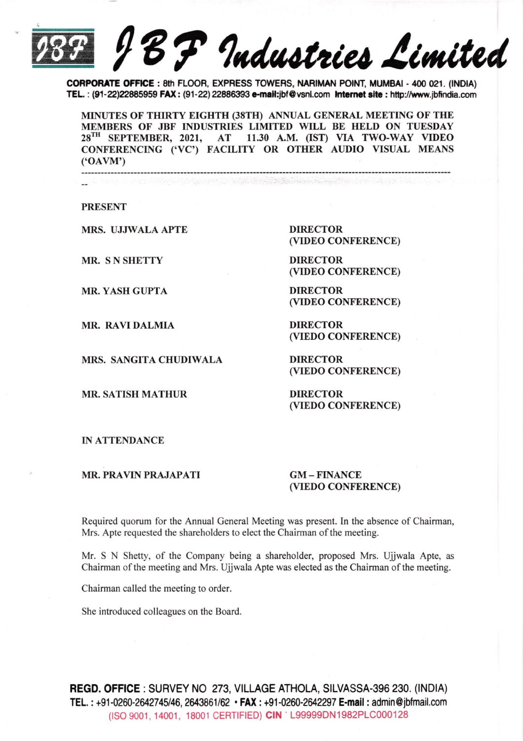# JBF Industries Limited

**CORPORATE OFFICE** : 8th FLOOR, EXPRESS TOWERS, NARIMAN POINT, MUMBAI - 400 021. (INDIA)
**TEL.** : (91-22)22885959 **FAX** : (91-22) 22886393 **e-mail**:jbf@vsnl.com **Internet site** : http://www.jbfindia.com

**MINUTES OF THIRTY EIGHTH (38TH) ANNUAL GENERAL MEETING OF THE MEMBERS OF JBF INDUSTRIES LIMITED WILL BE HELD ON TUESDAY 28TH SEPTEMBER, 2021, AT 11.30 A.M. (IST) VIA TWO-WAY VIDEO CONFERENCING ('VC') FACILITY OR OTHER AUDIO VISUAL MEANS ('OAVM')**

---

**PRESENT**

| | |
|---|---|
| **MRS. UJJWALA APTE** | **DIRECTOR (VIDEO CONFERENCE)** |
| **MR. S N SHETTY** | **DIRECTOR (VIDEO CONFERENCE)** |
| **MR. YASH GUPTA** | **DIRECTOR (VIDEO CONFERENCE)** |
| **MR. RAVI DALMIA** | **DIRECTOR (VIEDO CONFERENCE)** |
| **MRS. SANGITA CHUDIWALA** | **DIRECTOR (VIEDO CONFERENCE)** |
| **MR. SATISH MATHUR** | **DIRECTOR (VIEDO CONFERENCE)** |

**IN ATTENDANCE**

| | |
|---|---|
| **MR. PRAVIN PRAJAPATI** | **GM – FINANCE (VIEDO CONFERENCE)** |

Required quorum for the Annual General Meeting was present. In the absence of Chairman, Mrs. Apte requested the shareholders to elect the Chairman of the meeting.

Mr. S N Shetty, of the Company being a shareholder, proposed Mrs. Ujjwala Apte, as Chairman of the meeting and Mrs. Ujjwala Apte was elected as the Chairman of the meeting.

Chairman called the meeting to order.

She introduced colleagues on the Board.

**REGD. OFFICE** : SURVEY NO 273, VILLAGE ATHOLA, SILVASSA-396 230. (INDIA)
**TEL.** : +91-0260-2642745/46, 2643861/62 • **FAX** : +91-0260-2642297 **E-mail** : admin@jbfmail.com
(ISO 9001, 14001, 18001 CERTIFIED) **CIN** L99999DN1982PLC000128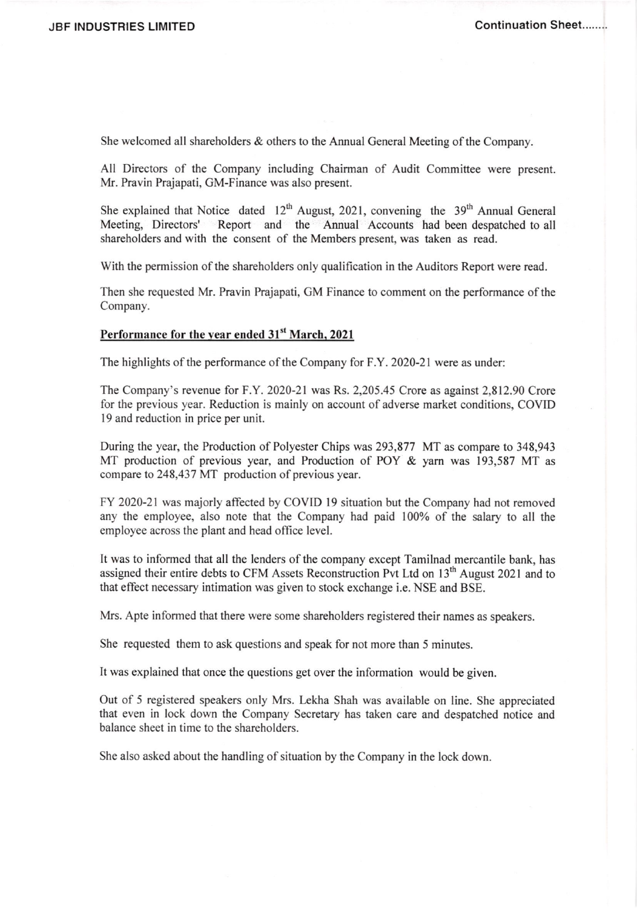She welcomed all shareholders & others to the Annual General Meeting of the Company.

All Directors of the Company including Chairman of Audit Committee were present. Mr. Pravin Prajapati, GM-Finance was also present.

She explained that Notice dated 12th August, 2021, convening the 39th Annual General Meeting, Directors' Report and the Annual Accounts had been despatched to all shareholders and with the consent of the Members present, was taken as read.

With the permission of the shareholders only qualification in the Auditors Report were read.

Then she requested Mr. Pravin Prajapati, GM Finance to comment on the performance of the Company.

**Performance for the year ended 31st March, 2021**

The highlights of the performance of the Company for F.Y. 2020-21 were as under:

The Company's revenue for F.Y. 2020-21 was Rs. 2,205.45 Crore as against 2,812.90 Crore for the previous year. Reduction is mainly on account of adverse market conditions, COVID 19 and reduction in price per unit.

During the year, the Production of Polyester Chips was 293,877 MT as compare to 348,943 MT production of previous year, and Production of POY & yarn was 193,587 MT as compare to 248,437 MT production of previous year.

FY 2020-21 was majorly affected by COVID 19 situation but the Company had not removed any the employee, also note that the Company had paid 100% of the salary to all the employee across the plant and head office level.

It was to informed that all the lenders of the company except Tamilnad mercantile bank, has assigned their entire debts to CFM Assets Reconstruction Pvt Ltd on 13th August 2021 and to that effect necessary intimation was given to stock exchange i.e. NSE and BSE.

Mrs. Apte informed that there were some shareholders registered their names as speakers.

She requested them to ask questions and speak for not more than 5 minutes.

It was explained that once the questions get over the information would be given.

Out of 5 registered speakers only Mrs. Lekha Shah was available on line. She appreciated that even in lock down the Company Secretary has taken care and despatched notice and balance sheet in time to the shareholders.

She also asked about the handling of situation by the Company in the lock down.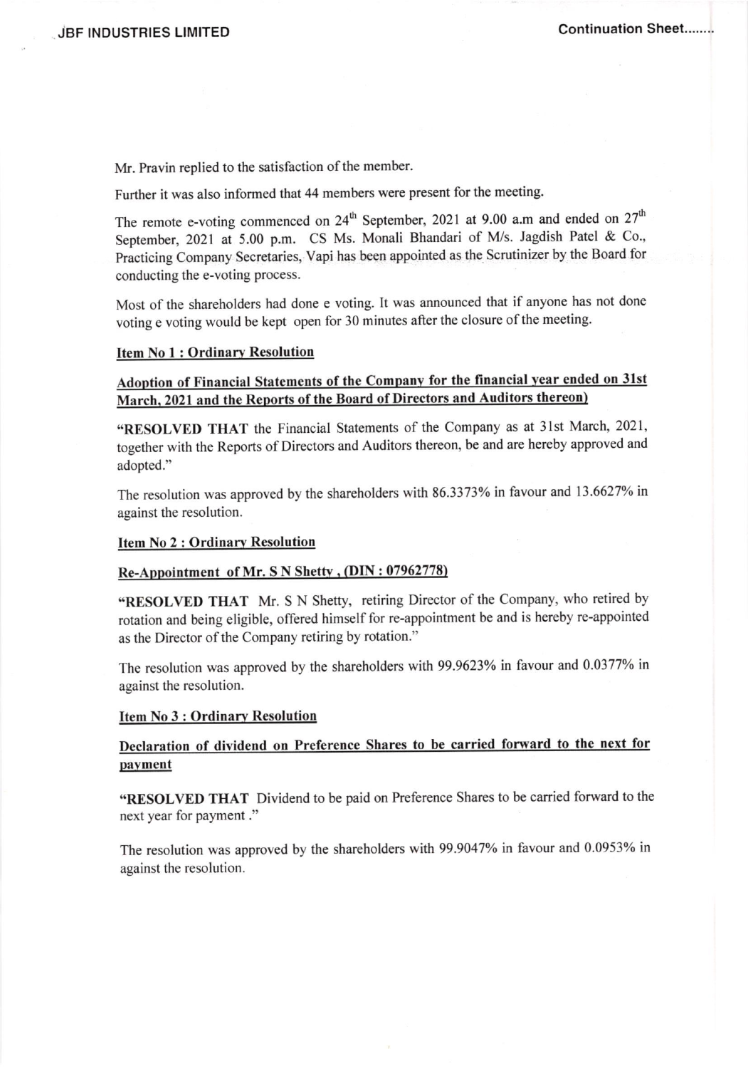Mr. Pravin replied to the satisfaction of the member.

Further it was also informed that 44 members were present for the meeting.

The remote e-voting commenced on 24th September, 2021 at 9.00 a.m and ended on 27th September, 2021 at 5.00 p.m. CS Ms. Monali Bhandari of M/s. Jagdish Patel & Co., Practicing Company Secretaries, Vapi has been appointed as the Scrutinizer by the Board for conducting the e-voting process.

Most of the shareholders had done e voting. It was announced that if anyone has not done voting e voting would be kept open for 30 minutes after the closure of the meeting.

**Item No 1 : Ordinary Resolution**

**Adoption of Financial Statements of the Company for the financial year ended on 31st March, 2021 and the Reports of the Board of Directors and Auditors thereon)**

"**RESOLVED THAT** the Financial Statements of the Company as at 31st March, 2021, together with the Reports of Directors and Auditors thereon, be and are hereby approved and adopted."

The resolution was approved by the shareholders with 86.3373% in favour and 13.6627% in against the resolution.

**Item No 2 : Ordinary Resolution**

**Re-Appointment of Mr. S N Shetty , (DIN : 07962778)**

"**RESOLVED THAT** Mr. S N Shetty, retiring Director of the Company, who retired by rotation and being eligible, offered himself for re-appointment be and is hereby re-appointed as the Director of the Company retiring by rotation."

The resolution was approved by the shareholders with 99.9623% in favour and 0.0377% in against the resolution.

**Item No 3 : Ordinary Resolution**

**Declaration of dividend on Preference Shares to be carried forward to the next for payment**

"**RESOLVED THAT** Dividend to be paid on Preference Shares to be carried forward to the next year for payment ."

The resolution was approved by the shareholders with 99.9047% in favour and 0.0953% in against the resolution.